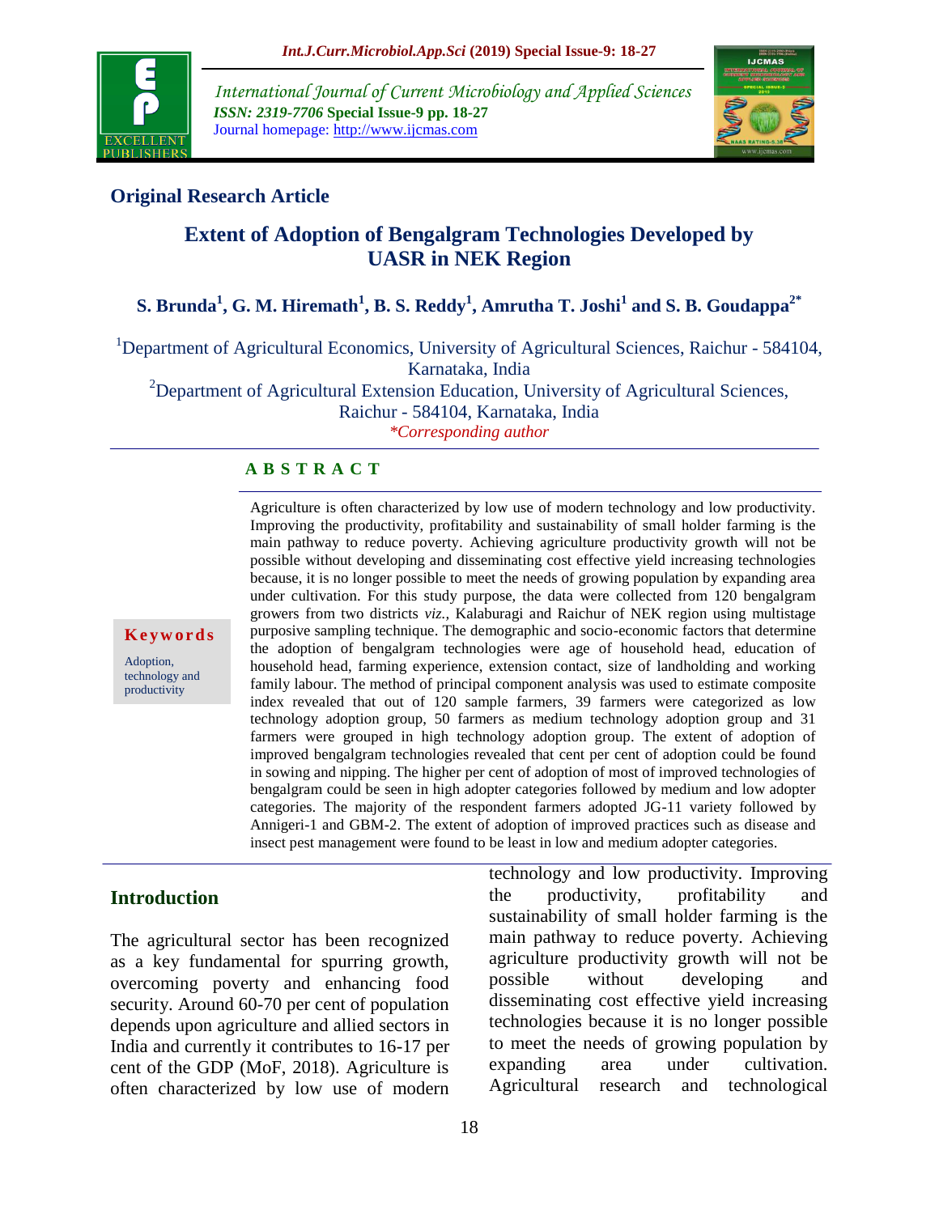## Original Research Article

# Extent of Adoption of Bengalgram Technologies Developed by UASR in NEK Region

**S. Brunda[1], G. M. Hiremath[1], B. S. Reddy[1], Amrutha T. Joshi[1] and S. B. Goudappa[2*]**

[1]Department of Agricultural Economics, University of Agricultural Sciences, Raichur - 584104, Karnataka, India

[2]Department of Agricultural Extension Education, University of Agricultural Sciences, Raichur - 584104, Karnataka, India

*Corresponding author*

**Keywords**

Adoption, technology and productivity

**A B S T R A C T**

Agriculture is often characterized by low use of modern technology and low productivity. Improving the productivity, profitability and sustainability of small holder farming is the main pathway to reduce poverty. Achieving agriculture productivity growth will not be possible without developing and disseminating cost effective yield increasing technologies because, it is no longer possible to meet the needs of growing population by expanding area under cultivation. For this study purpose, the data were collected from 120 bengalgram growers from two districts *viz.,* Kalaburagi and Raichur of NEK region using multistage purposive sampling technique. The demographic and socio-economic factors that determine the adoption of bengalgram technologies were age of household head, education of household head, farming experience, extension contact, size of landholding and working family labour. The method of principal component analysis was used to estimate composite index revealed that out of 120 sample farmers, 39 farmers were categorized as low technology adoption group, 50 farmers as medium technology adoption group and 31 farmers were grouped in high technology adoption group. The extent of adoption of improved bengalgram technologies revealed that cent per cent of adoption could be found in sowing and nipping. The higher per cent of adoption of most of improved technologies of bengalgram could be seen in high adopter categories followed by medium and low adopter categories. The majority of the respondent farmers adopted JG-11 variety followed by Annigeri-1 and GBM-2. The extent of adoption of improved practices such as disease and insect pest management were found to be least in low and medium adopter categories.

## Introduction

The agricultural sector has been recognized as a key fundamental for spurring growth, overcoming poverty and enhancing food security. Around 60-70 per cent of population depends upon agriculture and allied sectors in India and currently it contributes to 16-17 per cent of the GDP (MoF, 2018). Agriculture is often characterized by low use of modern technology and low productivity. Improving the productivity, profitability and sustainability of small holder farming is the main pathway to reduce poverty. Achieving agriculture productivity growth will not be possible without developing and disseminating cost effective yield increasing technologies because it is no longer possible to meet the needs of growing population by expanding area under cultivation. Agricultural research and technological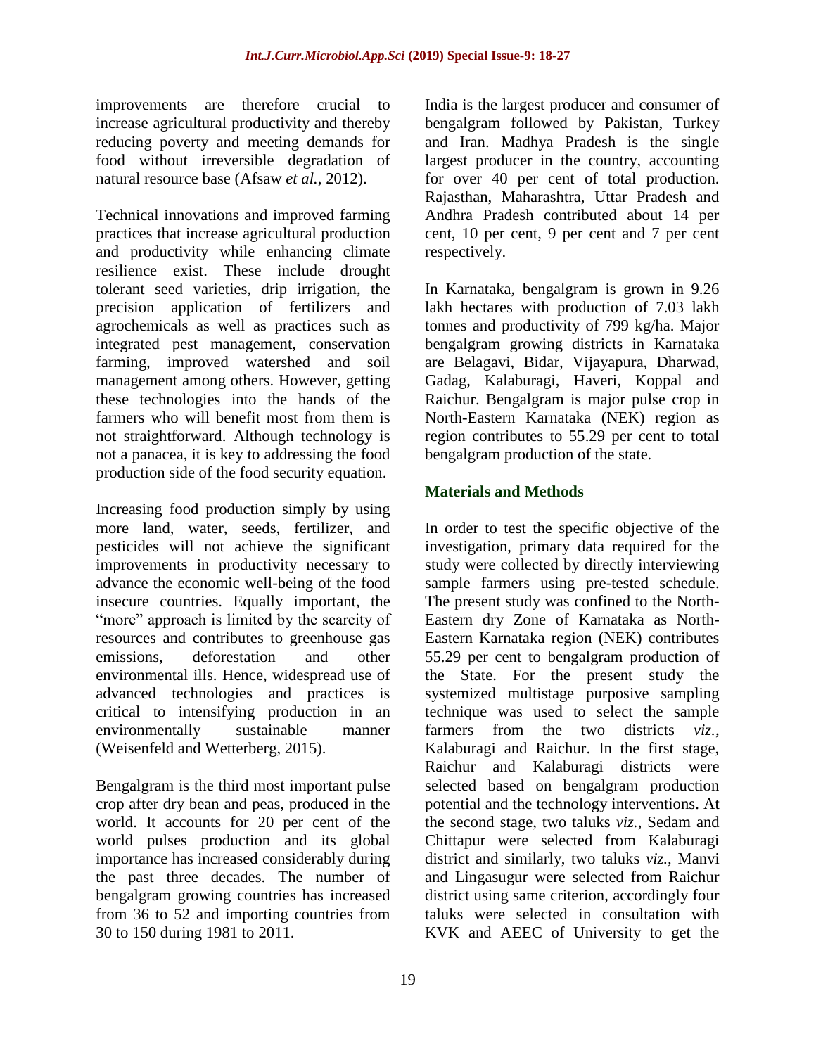improvements are therefore crucial to increase agricultural productivity and thereby reducing poverty and meeting demands for food without irreversible degradation of natural resource base (Afsaw *et al.*, 2012).

Technical innovations and improved farming practices that increase agricultural production and productivity while enhancing climate resilience exist. These include drought tolerant seed varieties, drip irrigation, the precision application of fertilizers and agrochemicals as well as practices such as integrated pest management, conservation farming, improved watershed and soil management among others. However, getting these technologies into the hands of the farmers who will benefit most from them is not straightforward. Although technology is not a panacea, it is key to addressing the food production side of the food security equation.

Increasing food production simply by using more land, water, seeds, fertilizer, and pesticides will not achieve the significant improvements in productivity necessary to advance the economic well-being of the food insecure countries. Equally important, the "more" approach is limited by the scarcity of resources and contributes to greenhouse gas emissions, deforestation and other environmental ills. Hence, widespread use of advanced technologies and practices is critical to intensifying production in an environmentally sustainable manner (Weisenfeld and Wetterberg, 2015).

Bengalgram is the third most important pulse crop after dry bean and peas, produced in the world. It accounts for 20 per cent of the world pulses production and its global importance has increased considerably during the past three decades. The number of bengalgram growing countries has increased from 36 to 52 and importing countries from 30 to 150 during 1981 to 2011.

India is the largest producer and consumer of bengalgram followed by Pakistan, Turkey and Iran. Madhya Pradesh is the single largest producer in the country, accounting for over 40 per cent of total production. Rajasthan, Maharashtra, Uttar Pradesh and Andhra Pradesh contributed about 14 per cent, 10 per cent, 9 per cent and 7 per cent respectively.

In Karnataka, bengalgram is grown in 9.26 lakh hectares with production of 7.03 lakh tonnes and productivity of 799 kg/ha. Major bengalgram growing districts in Karnataka are Belagavi, Bidar, Vijayapura, Dharwad, Gadag, Kalaburagi, Haveri, Koppal and Raichur. Bengalgram is major pulse crop in North-Eastern Karnataka (NEK) region as region contributes to 55.29 per cent to total bengalgram production of the state.

## Materials and Methods

In order to test the specific objective of the investigation, primary data required for the study were collected by directly interviewing sample farmers using pre-tested schedule. The present study was confined to the North-Eastern dry Zone of Karnataka as North-Eastern Karnataka region (NEK) contributes 55.29 per cent to bengalgram production of the State. For the present study the systemized multistage purposive sampling technique was used to select the sample farmers from the two districts *viz.*, Kalaburagi and Raichur. In the first stage, Raichur and Kalaburagi districts were selected based on bengalgram production potential and the technology interventions. At the second stage, two taluks *viz.*, Sedam and Chittapur were selected from Kalaburagi district and similarly, two taluks *viz.*, Manvi and Lingasugur were selected from Raichur district using same criterion, accordingly four taluks were selected in consultation with KVK and AEEC of University to get the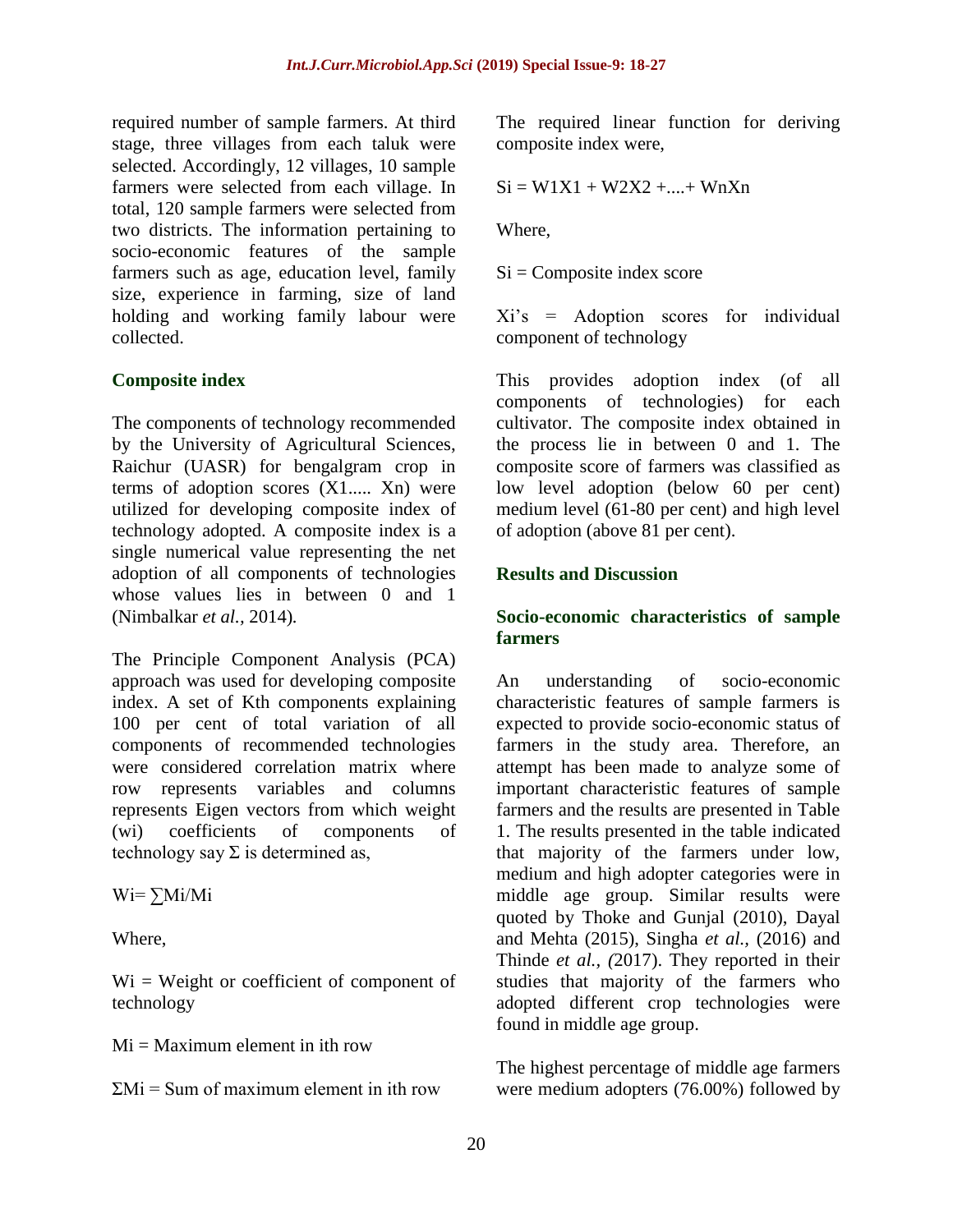required number of sample farmers. At third stage, three villages from each taluk were selected. Accordingly, 12 villages, 10 sample farmers were selected from each village. In total, 120 sample farmers were selected from two districts. The information pertaining to socio-economic features of the sample farmers such as age, education level, family size, experience in farming, size of land holding and working family labour were collected.

### Composite index

The components of technology recommended by the University of Agricultural Sciences, Raichur (UASR) for bengalgram crop in terms of adoption scores (X1..... Xn) were utilized for developing composite index of technology adopted. A composite index is a single numerical value representing the net adoption of all components of technologies whose values lies in between 0 and 1 (Nimbalkar *et al.,* 2014).

The Principle Component Analysis (PCA) approach was used for developing composite index. A set of Kth components explaining 100 per cent of total variation of all components of recommended technologies were considered correlation matrix where row represents variables and columns represents Eigen vectors from which weight (wi) coefficients of components of technology say Σ is determined as,

$$W_i = \sum M_i / M_i$$

Where,

$W_i$ = Weight or coefficient of component of technology

$M_i$ = Maximum element in ith row

$\Sigma M_i$ = Sum of maximum element in ith row

The required linear function for deriving composite index were,

$$S_i = W_1X_1 + W_2X_2 + .... + W_nX_n$$

Where,

$S_i$ = Composite index score

$X_i$'s = Adoption scores for individual component of technology

This provides adoption index (of all components of technologies) for each cultivator. The composite index obtained in the process lie in between 0 and 1. The composite score of farmers was classified as low level adoption (below 60 per cent) medium level (61-80 per cent) and high level of adoption (above 81 per cent).

## Results and Discussion

### Socio-economic characteristics of sample farmers

An understanding of socio-economic characteristic features of sample farmers is expected to provide socio-economic status of farmers in the study area. Therefore, an attempt has been made to analyze some of important characteristic features of sample farmers and the results are presented in Table 1. The results presented in the table indicated that majority of the farmers under low, medium and high adopter categories were in middle age group. Similar results were quoted by Thoke and Gunjal (2010), Dayal and Mehta (2015), Singha *et al.,* (2016) and Thinde *et al., (*2017). They reported in their studies that majority of the farmers who adopted different crop technologies were found in middle age group.

The highest percentage of middle age farmers were medium adopters (76.00%) followed by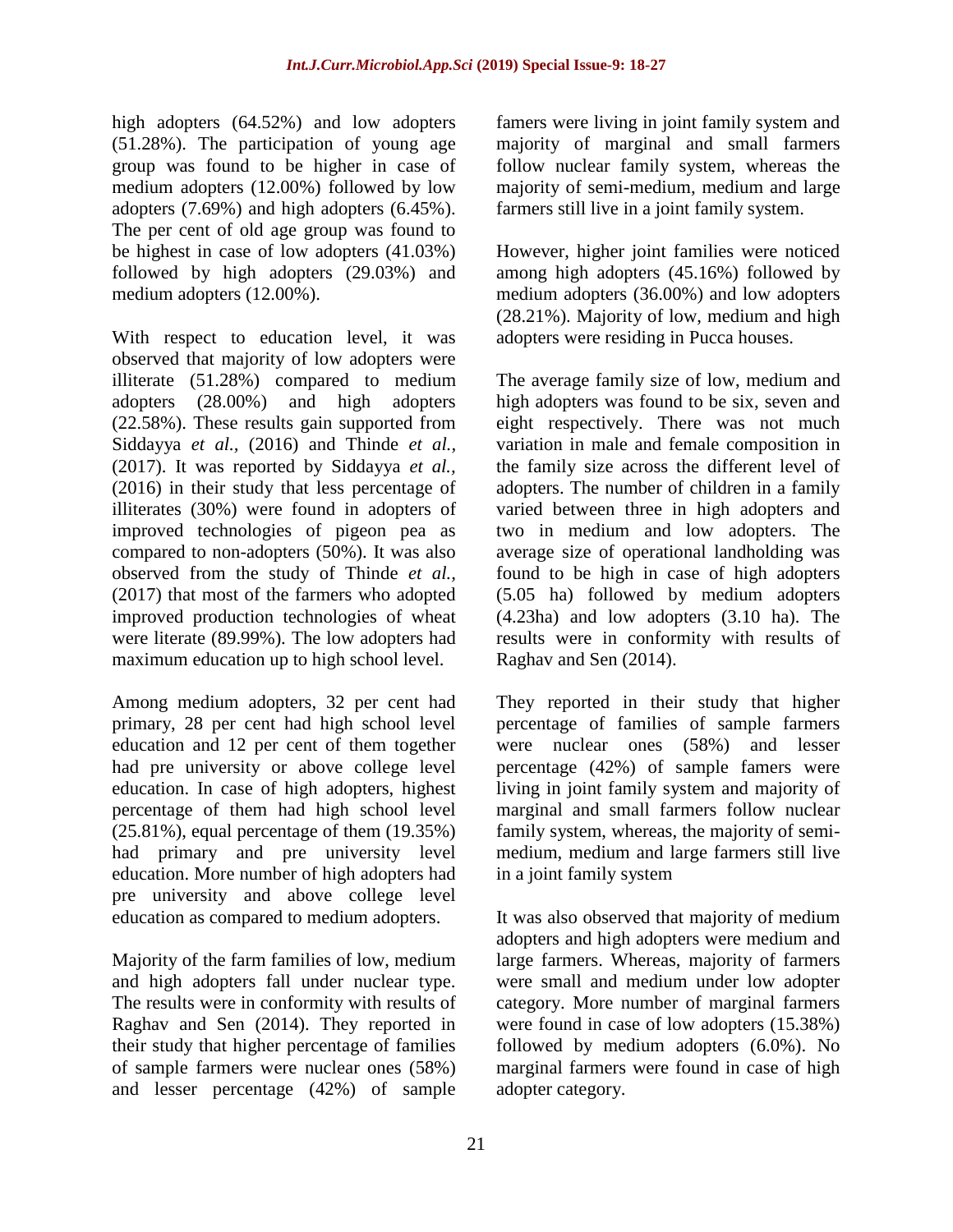high adopters (64.52%) and low adopters (51.28%). The participation of young age group was found to be higher in case of medium adopters (12.00%) followed by low adopters (7.69%) and high adopters (6.45%). The per cent of old age group was found to be highest in case of low adopters (41.03%) followed by high adopters (29.03%) and medium adopters (12.00%).

With respect to education level, it was observed that majority of low adopters were illiterate (51.28%) compared to medium adopters (28.00%) and high adopters (22.58%). These results gain supported from Siddayya *et al.,* (2016) and Thinde *et al.,* (2017). It was reported by Siddayya *et al.,* (2016) in their study that less percentage of illiterates (30%) were found in adopters of improved technologies of pigeon pea as compared to non-adopters (50%). It was also observed from the study of Thinde *et al.,* (2017) that most of the farmers who adopted improved production technologies of wheat were literate (89.99%). The low adopters had maximum education up to high school level.

Among medium adopters, 32 per cent had primary, 28 per cent had high school level education and 12 per cent of them together had pre university or above college level education. In case of high adopters, highest percentage of them had high school level (25.81%), equal percentage of them (19.35%) had primary and pre university level education. More number of high adopters had pre university and above college level education as compared to medium adopters.

Majority of the farm families of low, medium and high adopters fall under nuclear type. The results were in conformity with results of Raghav and Sen (2014). They reported in their study that higher percentage of families of sample farmers were nuclear ones (58%) and lesser percentage (42%) of sample famers were living in joint family system and majority of marginal and small farmers follow nuclear family system, whereas the majority of semi-medium, medium and large farmers still live in a joint family system.

However, higher joint families were noticed among high adopters (45.16%) followed by medium adopters (36.00%) and low adopters (28.21%). Majority of low, medium and high adopters were residing in Pucca houses.

The average family size of low, medium and high adopters was found to be six, seven and eight respectively. There was not much variation in male and female composition in the family size across the different level of adopters. The number of children in a family varied between three in high adopters and two in medium and low adopters. The average size of operational landholding was found to be high in case of high adopters (5.05 ha) followed by medium adopters (4.23ha) and low adopters (3.10 ha). The results were in conformity with results of Raghav and Sen (2014).

They reported in their study that higher percentage of families of sample farmers were nuclear ones (58%) and lesser percentage (42%) of sample famers were living in joint family system and majority of marginal and small farmers follow nuclear family system, whereas, the majority of semi-medium, medium and large farmers still live in a joint family system

It was also observed that majority of medium adopters and high adopters were medium and large farmers. Whereas, majority of farmers were small and medium under low adopter category. More number of marginal farmers were found in case of low adopters (15.38%) followed by medium adopters (6.0%). No marginal farmers were found in case of high adopter category.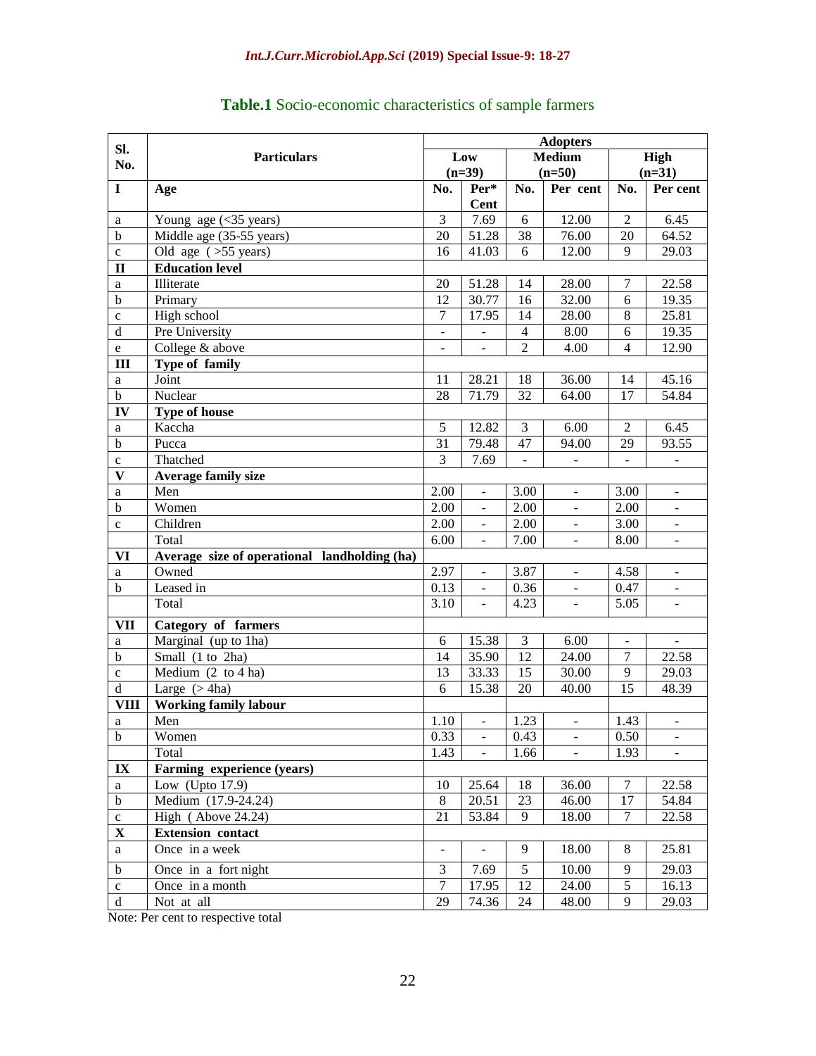**Table.1** Socio-economic characteristics of sample farmers

| Sl. No. | Particulars | Adopters | | | | | |
|---|---|---|---|---|---|---|---|
| | | Low (n=39) | | Medium (n=50) | | High (n=31) | |
| **I** | **Age** | **No.** | **Per* Cent** | **No.** | **Per cent** | **No.** | **Per cent** |
| a | Young age (<35 years) | 3 | 7.69 | 6 | 12.00 | 2 | 6.45 |
| b | Middle age (35-55 years) | 20 | 51.28 | 38 | 76.00 | 20 | 64.52 |
| c | Old age ( >55 years) | 16 | 41.03 | 6 | 12.00 | 9 | 29.03 |
| **II** | **Education level** | | | | | | |
| a | Illiterate | 20 | 51.28 | 14 | 28.00 | 7 | 22.58 |
| b | Primary | 12 | 30.77 | 16 | 32.00 | 6 | 19.35 |
| c | High school | 7 | 17.95 | 14 | 28.00 | 8 | 25.81 |
| d | Pre University | - | - | 4 | 8.00 | 6 | 19.35 |
| e | College & above | - | - | 2 | 4.00 | 4 | 12.90 |
| **III** | **Type of family** | | | | | | |
| a | Joint | 11 | 28.21 | 18 | 36.00 | 14 | 45.16 |
| b | Nuclear | 28 | 71.79 | 32 | 64.00 | 17 | 54.84 |
| **IV** | **Type of house** | | | | | | |
| a | Kaccha | 5 | 12.82 | 3 | 6.00 | 2 | 6.45 |
| b | Pucca | 31 | 79.48 | 47 | 94.00 | 29 | 93.55 |
| c | Thatched | 3 | 7.69 | - | - | - | - |
| **V** | **Average family size** | | | | | | |
| a | Men | 2.00 | - | 3.00 | - | 3.00 | - |
| b | Women | 2.00 | - | 2.00 | - | 2.00 | - |
| c | Children | 2.00 | - | 2.00 | - | 3.00 | - |
| | Total | 6.00 | - | 7.00 | - | 8.00 | - |
| **VI** | **Average size of operational landholding (ha)** | | | | | | |
| a | Owned | 2.97 | - | 3.87 | - | 4.58 | - |
| b | Leased in | 0.13 | - | 0.36 | - | 0.47 | - |
| | Total | 3.10 | - | 4.23 | - | 5.05 | - |
| **VII** | **Category of farmers** | | | | | | |
| a | Marginal (up to 1ha) | 6 | 15.38 | 3 | 6.00 | - | - |
| b | Small (1 to 2ha) | 14 | 35.90 | 12 | 24.00 | 7 | 22.58 |
| c | Medium (2 to 4 ha) | 13 | 33.33 | 15 | 30.00 | 9 | 29.03 |
| d | Large (> 4ha) | 6 | 15.38 | 20 | 40.00 | 15 | 48.39 |
| **VIII** | **Working family labour** | | | | | | |
| a | Men | 1.10 | - | 1.23 | - | 1.43 | - |
| b | Women | 0.33 | - | 0.43 | - | 0.50 | - |
| | Total | 1.43 | - | 1.66 | - | 1.93 | - |
| **IX** | **Farming experience (years)** | | | | | | |
| a | Low (Upto 17.9) | 10 | 25.64 | 18 | 36.00 | 7 | 22.58 |
| b | Medium (17.9-24.24) | 8 | 20.51 | 23 | 46.00 | 17 | 54.84 |
| c | High ( Above 24.24) | 21 | 53.84 | 9 | 18.00 | 7 | 22.58 |
| **X** | **Extension contact** | | | | | | |
| a | Once in a week | - | - | 9 | 18.00 | 8 | 25.81 |
| b | Once in a fort night | 3 | 7.69 | 5 | 10.00 | 9 | 29.03 |
| c | Once in a month | 7 | 17.95 | 12 | 24.00 | 5 | 16.13 |
| d | Not at all | 29 | 74.36 | 24 | 48.00 | 9 | 29.03 |

Note: Per cent to respective total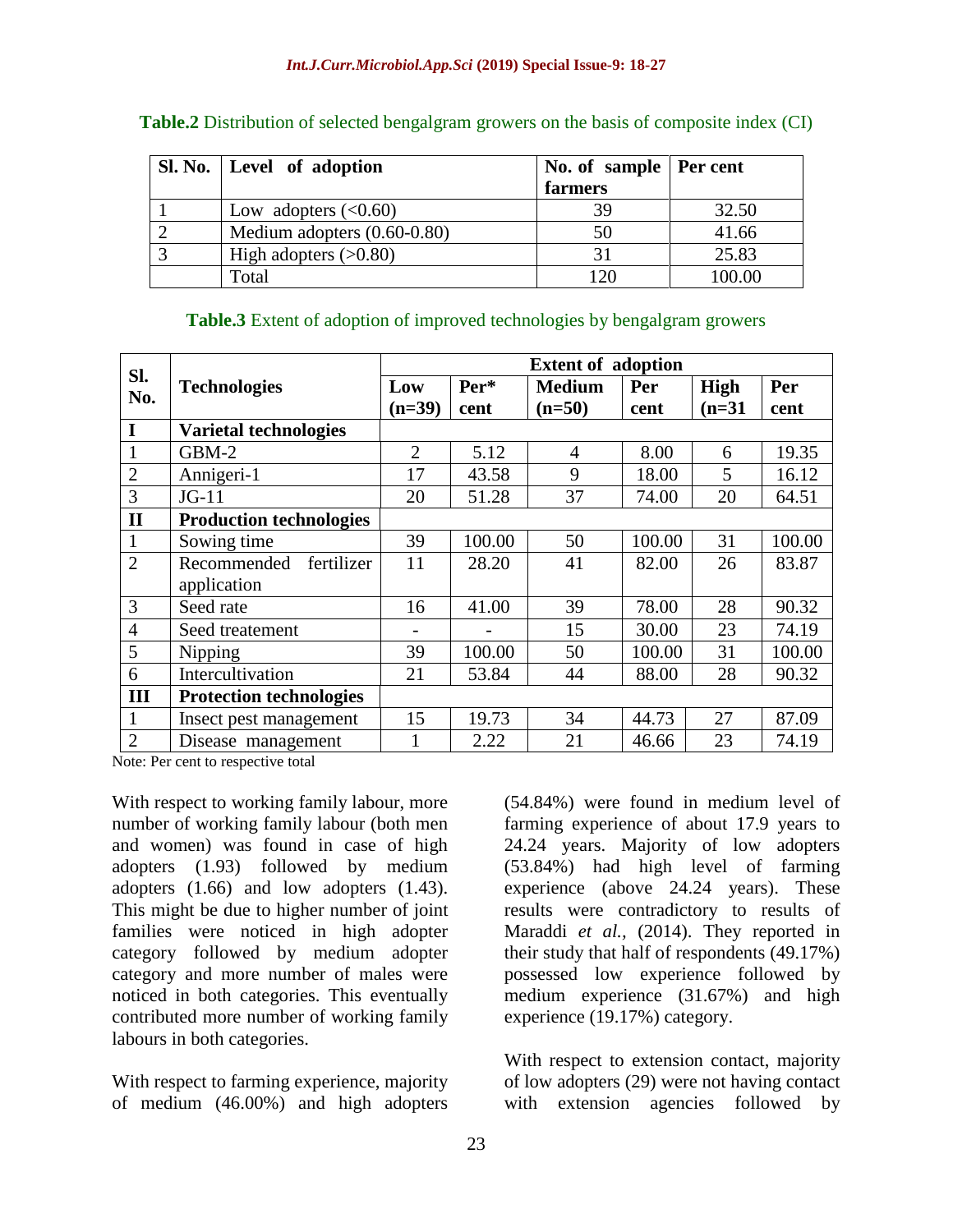**Table.2** Distribution of selected bengalgram growers on the basis of composite index (CI)

| Sl. No. | Level of adoption | No. of sample farmers | Per cent |
|---|---|---|---|
| 1 | Low adopters (<0.60) | 39 | 32.50 |
| 2 | Medium adopters (0.60-0.80) | 50 | 41.66 |
| 3 | High adopters (>0.80) | 31 | 25.83 |
| | Total | 120 | 100.00 |

**Table.3** Extent of adoption of improved technologies by bengalgram growers

| Sl. No. | Technologies | Extent of adoption | | | | | |
|---|---|---|---|---|---|---|---|
| | | Low (n=39) | Per* cent | Medium (n=50) | Per cent | High (n=31 | Per cent |
| **I** | **Varietal technologies** | | | | | | |
| 1 | GBM-2 | 2 | 5.12 | 4 | 8.00 | 6 | 19.35 |
| 2 | Annigeri-1 | 17 | 43.58 | 9 | 18.00 | 5 | 16.12 |
| 3 | JG-11 | 20 | 51.28 | 37 | 74.00 | 20 | 64.51 |
| **II** | **Production technologies** | | | | | | |
| 1 | Sowing time | 39 | 100.00 | 50 | 100.00 | 31 | 100.00 |
| 2 | Recommended fertilizer application | 11 | 28.20 | 41 | 82.00 | 26 | 83.87 |
| 3 | Seed rate | 16 | 41.00 | 39 | 78.00 | 28 | 90.32 |
| 4 | Seed treatement | - | - | 15 | 30.00 | 23 | 74.19 |
| 5 | Nipping | 39 | 100.00 | 50 | 100.00 | 31 | 100.00 |
| 6 | Intercultivation | 21 | 53.84 | 44 | 88.00 | 28 | 90.32 |
| **III** | **Protection technologies** | | | | | | |
| 1 | Insect pest management | 15 | 19.73 | 34 | 44.73 | 27 | 87.09 |
| 2 | Disease management | 1 | 2.22 | 21 | 46.66 | 23 | 74.19 |

Note: Per cent to respective total

With respect to working family labour, more number of working family labour (both men and women) was found in case of high adopters (1.93) followed by medium adopters (1.66) and low adopters (1.43). This might be due to higher number of joint families were noticed in high adopter category followed by medium adopter category and more number of males were noticed in both categories. This eventually contributed more number of working family labours in both categories.

With respect to farming experience, majority of medium (46.00%) and high adopters (54.84%) were found in medium level of farming experience of about 17.9 years to 24.24 years. Majority of low adopters (53.84%) had high level of farming experience (above 24.24 years). These results were contradictory to results of Maraddi *et al.,* (2014). They reported in their study that half of respondents (49.17%) possessed low experience followed by medium experience (31.67%) and high experience (19.17%) category.

With respect to extension contact, majority of low adopters (29) were not having contact with extension agencies followed by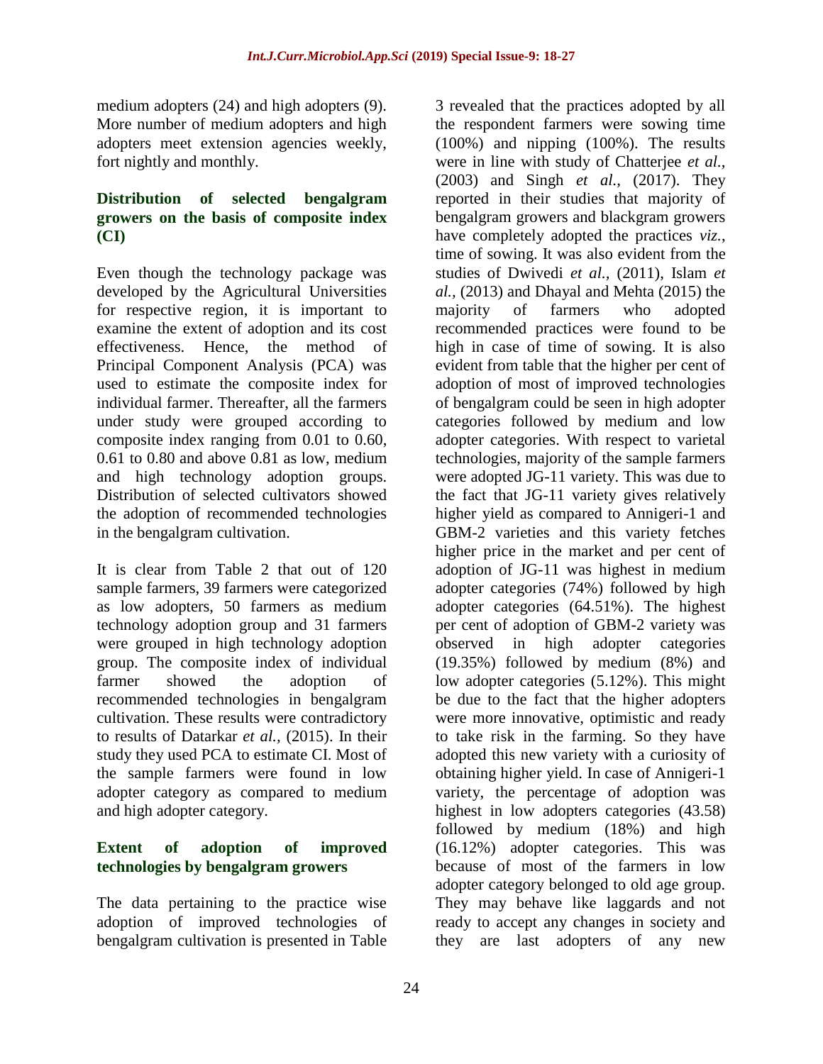medium adopters (24) and high adopters (9). More number of medium adopters and high adopters meet extension agencies weekly, fort nightly and monthly.

## Distribution of selected bengalgram growers on the basis of composite index (CI)

Even though the technology package was developed by the Agricultural Universities for respective region, it is important to examine the extent of adoption and its cost effectiveness. Hence, the method of Principal Component Analysis (PCA) was used to estimate the composite index for individual farmer. Thereafter, all the farmers under study were grouped according to composite index ranging from 0.01 to 0.60, 0.61 to 0.80 and above 0.81 as low, medium and high technology adoption groups. Distribution of selected cultivators showed the adoption of recommended technologies in the bengalgram cultivation.

It is clear from Table 2 that out of 120 sample farmers, 39 farmers were categorized as low adopters, 50 farmers as medium technology adoption group and 31 farmers were grouped in high technology adoption group. The composite index of individual farmer showed the adoption of recommended technologies in bengalgram cultivation. These results were contradictory to results of Datarkar *et al.,* (2015). In their study they used PCA to estimate CI. Most of the sample farmers were found in low adopter category as compared to medium and high adopter category.

## Extent of adoption of improved technologies by bengalgram growers

The data pertaining to the practice wise adoption of improved technologies of bengalgram cultivation is presented in Table 3 revealed that the practices adopted by all the respondent farmers were sowing time (100%) and nipping (100%). The results were in line with study of Chatterjee *et al.,* (2003) and Singh *et al.,* (2017). They reported in their studies that majority of bengalgram growers and blackgram growers have completely adopted the practices *viz.,* time of sowing. It was also evident from the studies of Dwivedi *et al.,* (2011), Islam *et al.,* (2013) and Dhayal and Mehta (2015) the majority of farmers who adopted recommended practices were found to be high in case of time of sowing. It is also evident from table that the higher per cent of adoption of most of improved technologies of bengalgram could be seen in high adopter categories followed by medium and low adopter categories. With respect to varietal technologies, majority of the sample farmers were adopted JG-11 variety. This was due to the fact that JG-11 variety gives relatively higher yield as compared to Annigeri-1 and GBM-2 varieties and this variety fetches higher price in the market and per cent of adoption of JG-11 was highest in medium adopter categories (74%) followed by high adopter categories (64.51%). The highest per cent of adoption of GBM-2 variety was observed in high adopter categories (19.35%) followed by medium (8%) and low adopter categories (5.12%). This might be due to the fact that the higher adopters were more innovative, optimistic and ready to take risk in the farming. So they have adopted this new variety with a curiosity of obtaining higher yield. In case of Annigeri-1 variety, the percentage of adoption was highest in low adopters categories (43.58) followed by medium (18%) and high (16.12%) adopter categories. This was because of most of the farmers in low adopter category belonged to old age group. They may behave like laggards and not ready to accept any changes in society and they are last adopters of any new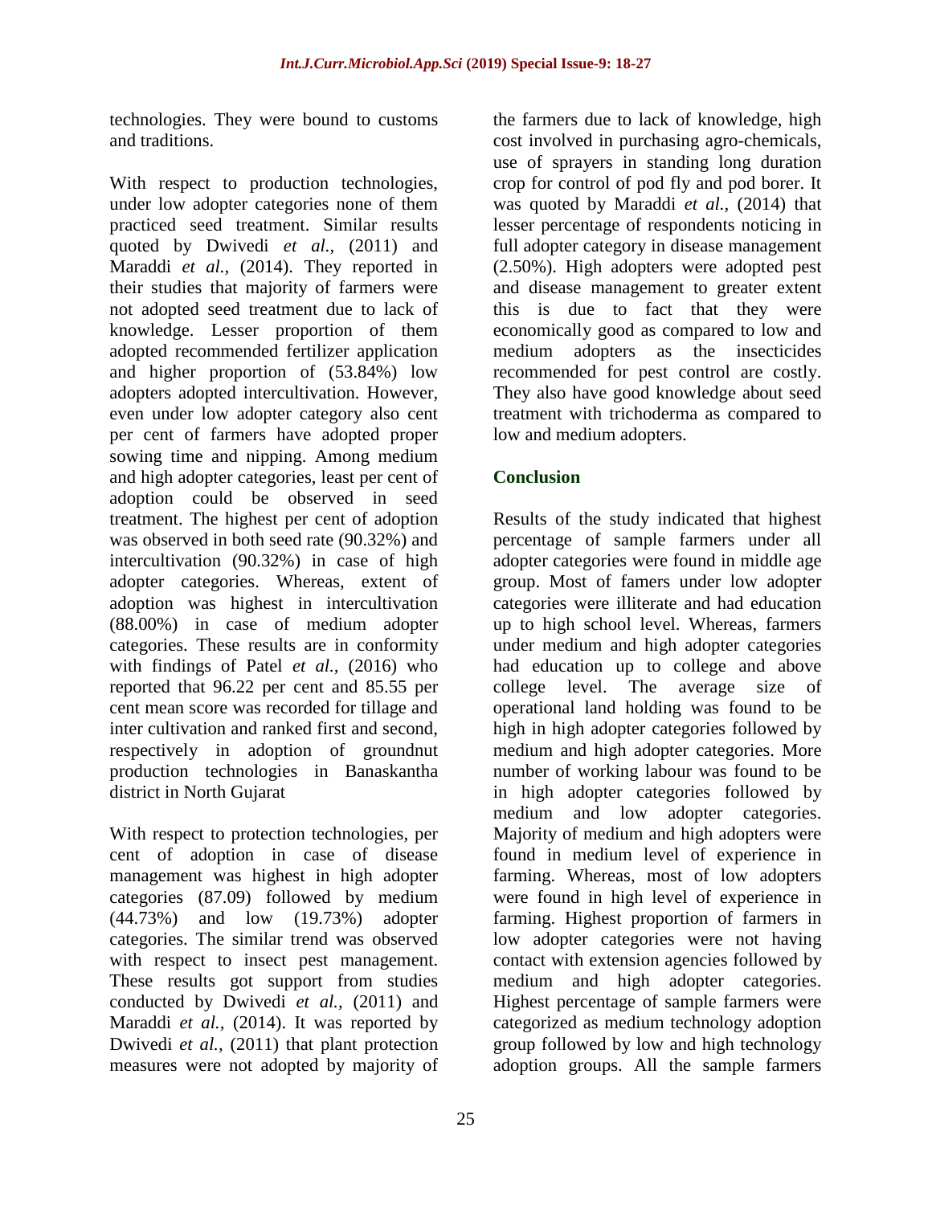technologies. They were bound to customs and traditions.

With respect to production technologies, under low adopter categories none of them practiced seed treatment. Similar results quoted by Dwivedi *et al.,* (2011) and Maraddi *et al.,* (2014). They reported in their studies that majority of farmers were not adopted seed treatment due to lack of knowledge. Lesser proportion of them adopted recommended fertilizer application and higher proportion of (53.84%) low adopters adopted intercultivation. However, even under low adopter category also cent per cent of farmers have adopted proper sowing time and nipping. Among medium and high adopter categories, least per cent of adoption could be observed in seed treatment. The highest per cent of adoption was observed in both seed rate (90.32%) and intercultivation (90.32%) in case of high adopter categories. Whereas, extent of adoption was highest in intercultivation (88.00%) in case of medium adopter categories. These results are in conformity with findings of Patel *et al.,* (2016) who reported that 96.22 per cent and 85.55 per cent mean score was recorded for tillage and inter cultivation and ranked first and second, respectively in adoption of groundnut production technologies in Banaskantha district in North Gujarat

With respect to protection technologies, per cent of adoption in case of disease management was highest in high adopter categories (87.09) followed by medium (44.73%) and low (19.73%) adopter categories. The similar trend was observed with respect to insect pest management. These results got support from studies conducted by Dwivedi *et al.,* (2011) and Maraddi *et al.,* (2014). It was reported by Dwivedi *et al.,* (2011) that plant protection measures were not adopted by majority of the farmers due to lack of knowledge, high cost involved in purchasing agro-chemicals, use of sprayers in standing long duration crop for control of pod fly and pod borer. It was quoted by Maraddi *et al.,* (2014) that lesser percentage of respondents noticing in full adopter category in disease management (2.50%). High adopters were adopted pest and disease management to greater extent this is due to fact that they were economically good as compared to low and medium adopters as the insecticides recommended for pest control are costly. They also have good knowledge about seed treatment with trichoderma as compared to low and medium adopters.

## Conclusion

Results of the study indicated that highest percentage of sample farmers under all adopter categories were found in middle age group. Most of famers under low adopter categories were illiterate and had education up to high school level. Whereas, farmers under medium and high adopter categories had education up to college and above college level. The average size of operational land holding was found to be high in high adopter categories followed by medium and high adopter categories. More number of working labour was found to be in high adopter categories followed by medium and low adopter categories. Majority of medium and high adopters were found in medium level of experience in farming. Whereas, most of low adopters were found in high level of experience in farming. Highest proportion of farmers in low adopter categories were not having contact with extension agencies followed by medium and high adopter categories. Highest percentage of sample farmers were categorized as medium technology adoption group followed by low and high technology adoption groups. All the sample farmers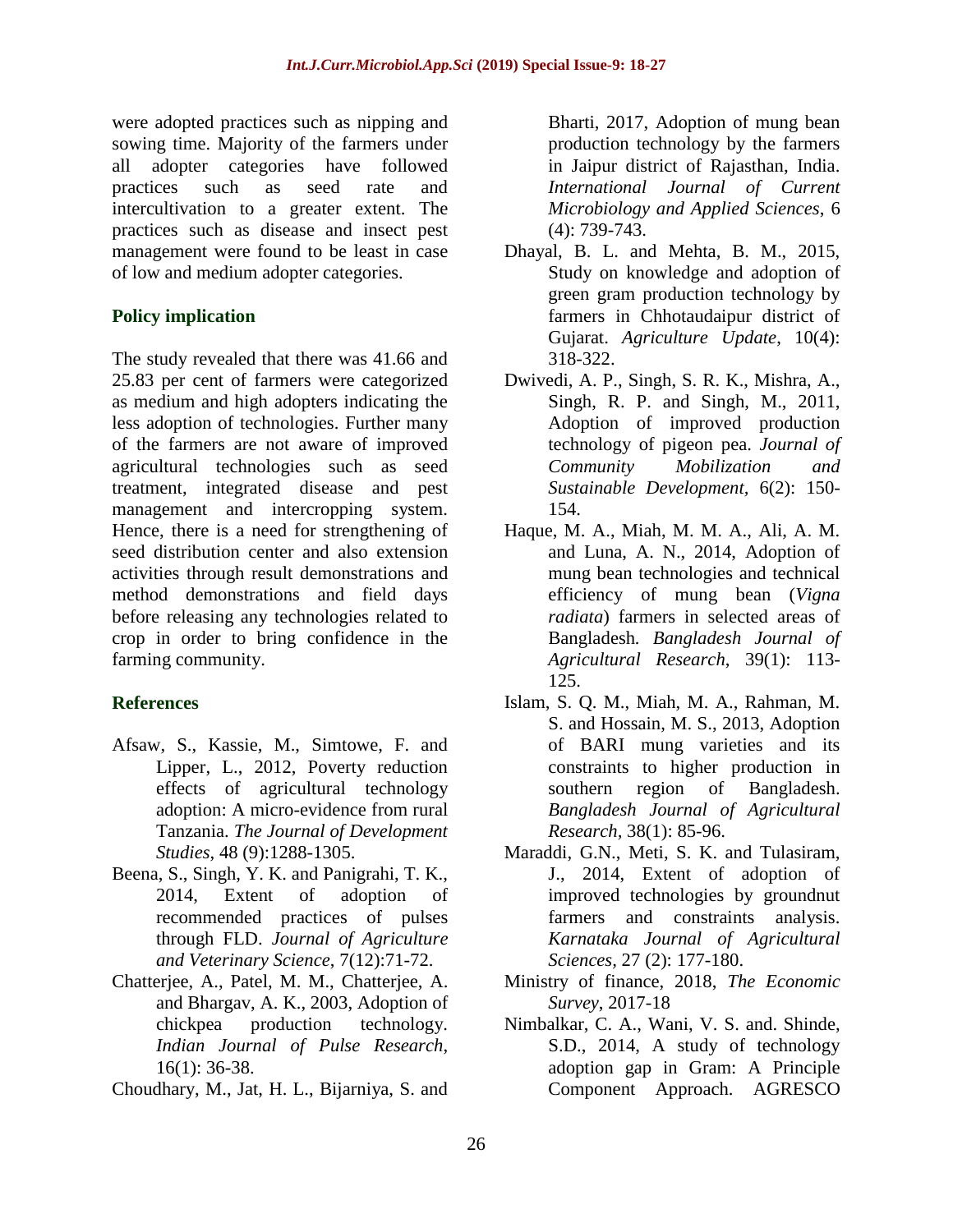were adopted practices such as nipping and sowing time. Majority of the farmers under all adopter categories have followed practices such as seed rate and intercultivation to a greater extent. The practices such as disease and insect pest management were found to be least in case of low and medium adopter categories.

## Policy implication

The study revealed that there was 41.66 and 25.83 per cent of farmers were categorized as medium and high adopters indicating the less adoption of technologies. Further many of the farmers are not aware of improved agricultural technologies such as seed treatment, integrated disease and pest management and intercropping system. Hence, there is a need for strengthening of seed distribution center and also extension activities through result demonstrations and method demonstrations and field days before releasing any technologies related to crop in order to bring confidence in the farming community.

## References

Afsaw, S., Kassie, M., Simtowe, F. and Lipper, L., 2012, Poverty reduction effects of agricultural technology adoption: A micro-evidence from rural Tanzania. *The Journal of Development Studies*, 48 (9):1288-1305.

Beena, S., Singh, Y. K. and Panigrahi, T. K., 2014, Extent of adoption of recommended practices of pulses through FLD. *Journal of Agriculture and Veterinary Science*, 7(12):71-72.

Chatterjee, A., Patel, M. M., Chatterjee, A. and Bhargav, A. K., 2003, Adoption of chickpea production technology. *Indian Journal of Pulse Research*, 16(1): 36-38.

Choudhary, M., Jat, H. L., Bijarniya, S. and Bharti, 2017, Adoption of mung bean production technology by the farmers in Jaipur district of Rajasthan, India. *International Journal of Current Microbiology and Applied Sciences*, 6 (4): 739-743.

Dhayal, B. L. and Mehta, B. M., 2015, Study on knowledge and adoption of green gram production technology by farmers in Chhotaudaipur district of Gujarat. *Agriculture Update*, 10(4): 318-322.

Dwivedi, A. P., Singh, S. R. K., Mishra, A., Singh, R. P. and Singh, M., 2011, Adoption of improved production technology of pigeon pea. *Journal of Community Mobilization and Sustainable Development*, 6(2): 150-154.

Haque, M. A., Miah, M. M. A., Ali, A. M. and Luna, A. N., 2014, Adoption of mung bean technologies and technical efficiency of mung bean (*Vigna radiata*) farmers in selected areas of Bangladesh. *Bangladesh Journal of Agricultural Research*, 39(1): 113-125.

Islam, S. Q. M., Miah, M. A., Rahman, M. S. and Hossain, M. S., 2013, Adoption of BARI mung varieties and its constraints to higher production in southern region of Bangladesh. *Bangladesh Journal of Agricultural Research*, 38(1): 85-96.

Maraddi, G.N., Meti, S. K. and Tulasiram, J., 2014, Extent of adoption of improved technologies by groundnut farmers and constraints analysis. *Karnataka Journal of Agricultural Sciences*, 27 (2): 177-180.

Ministry of finance, 2018, *The Economic Survey*, 2017-18

Nimbalkar, C. A., Wani, V. S. and. Shinde, S.D., 2014, A study of technology adoption gap in Gram: A Principle Component Approach. AGRESCO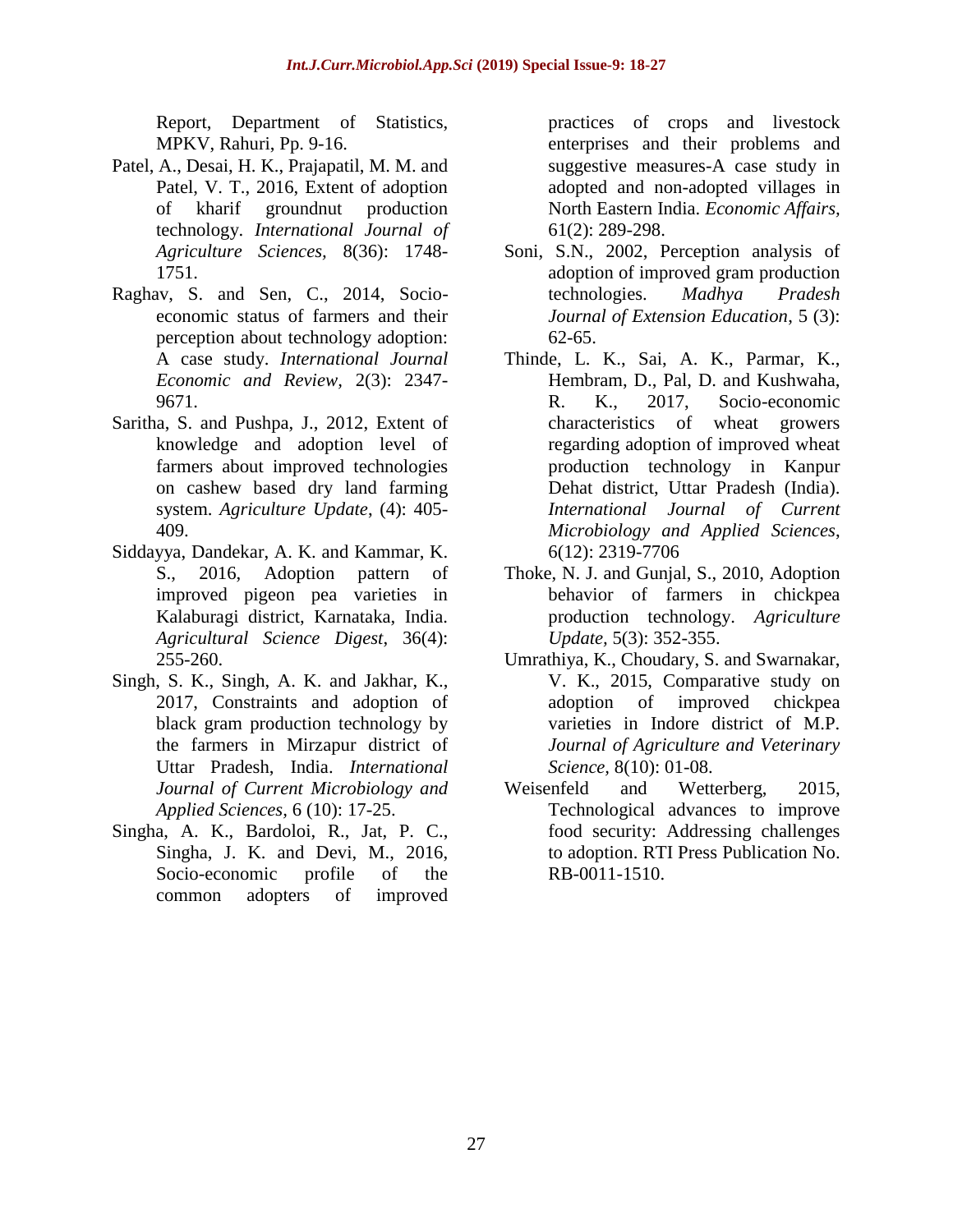Report, Department of Statistics, MPKV, Rahuri, Pp. 9-16.

Patel, A., Desai, H. K., Prajapatil, M. M. and Patel, V. T., 2016, Extent of adoption of kharif groundnut production technology. *International Journal of Agriculture Sciences*, 8(36): 1748-1751.

Raghav, S. and Sen, C., 2014, Socio-economic status of farmers and their perception about technology adoption: A case study. *International Journal Economic and Review*, 2(3): 2347-9671.

Saritha, S. and Pushpa, J., 2012, Extent of knowledge and adoption level of farmers about improved technologies on cashew based dry land farming system. *Agriculture Update*, (4): 405-409.

Siddayya, Dandekar, A. K. and Kammar, K. S., 2016, Adoption pattern of improved pigeon pea varieties in Kalaburagi district, Karnataka, India. *Agricultural Science Digest*, 36(4): 255-260.

Singh, S. K., Singh, A. K. and Jakhar, K., 2017, Constraints and adoption of black gram production technology by the farmers in Mirzapur district of Uttar Pradesh, India. *International Journal of Current Microbiology and Applied Sciences*, 6 (10): 17-25.

Singha, A. K., Bardoloi, R., Jat, P. C., Singha, J. K. and Devi, M., 2016, Socio-economic profile of the common adopters of improved practices of crops and livestock enterprises and their problems and suggestive measures-A case study in adopted and non-adopted villages in North Eastern India. *Economic Affairs*, 61(2): 289-298.

Soni, S.N., 2002, Perception analysis of adoption of improved gram production technologies. *Madhya Pradesh Journal of Extension Education*, 5 (3): 62-65.

Thinde, L. K., Sai, A. K., Parmar, K., Hembram, D., Pal, D. and Kushwaha, R. K., 2017, Socio-economic characteristics of wheat growers regarding adoption of improved wheat production technology in Kanpur Dehat district, Uttar Pradesh (India). *International Journal of Current Microbiology and Applied Sciences*, 6(12): 2319-7706

Thoke, N. J. and Gunjal, S., 2010, Adoption behavior of farmers in chickpea production technology. *Agriculture Update*, 5(3): 352-355.

Umrathiya, K., Choudary, S. and Swarnakar, V. K., 2015, Comparative study on adoption of improved chickpea varieties in Indore district of M.P. *Journal of Agriculture and Veterinary Science*, 8(10): 01-08.

Weisenfeld and Wetterberg, 2015, Technological advances to improve food security: Addressing challenges to adoption. RTI Press Publication No. RB-0011-1510.